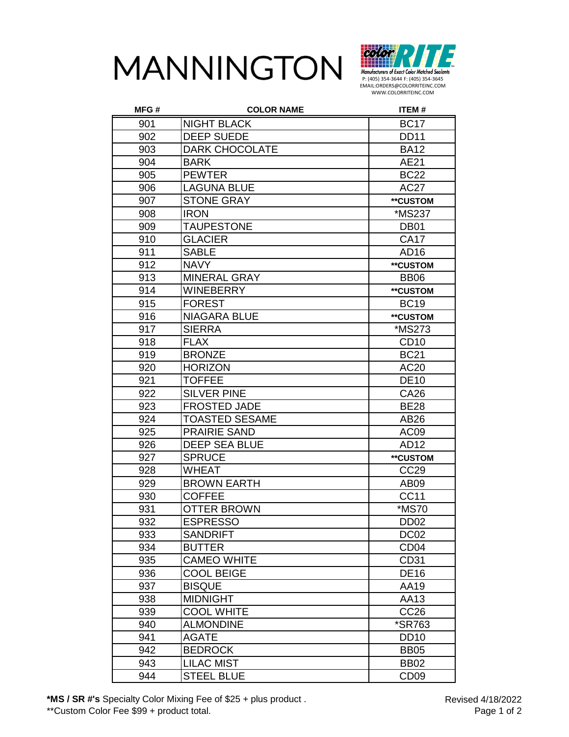# MANNINGTON

color RITE
Manufacturers of Exact Color Matched Sealants
P: (405) 354-3644 F: (405) 354-3645
EMAIL:ORDERS@COLORRITEINC.COM
WWW.COLORRITEINC.COM

| MFG # | COLOR NAME | ITEM # |
|---|---|---|
| 901 | NIGHT BLACK | BC17 |
| 902 | DEEP SUEDE | DD11 |
| 903 | DARK CHOCOLATE | BA12 |
| 904 | BARK | AE21 |
| 905 | PEWTER | BC22 |
| 906 | LAGUNA BLUE | AC27 |
| 907 | STONE GRAY | **CUSTOM |
| 908 | IRON | *MS237 |
| 909 | TAUPESTONE | DB01 |
| 910 | GLACIER | CA17 |
| 911 | SABLE | AD16 |
| 912 | NAVY | **CUSTOM |
| 913 | MINERAL GRAY | BB06 |
| 914 | WINEBERRY | **CUSTOM |
| 915 | FOREST | BC19 |
| 916 | NIAGARA BLUE | **CUSTOM |
| 917 | SIERRA | *MS273 |
| 918 | FLAX | CD10 |
| 919 | BRONZE | BC21 |
| 920 | HORIZON | AC20 |
| 921 | TOFFEE | DE10 |
| 922 | SILVER PINE | CA26 |
| 923 | FROSTED JADE | BE28 |
| 924 | TOASTED SESAME | AB26 |
| 925 | PRAIRIE SAND | AC09 |
| 926 | DEEP SEA BLUE | AD12 |
| 927 | SPRUCE | **CUSTOM |
| 928 | WHEAT | CC29 |
| 929 | BROWN EARTH | AB09 |
| 930 | COFFEE | CC11 |
| 931 | OTTER BROWN | *MS70 |
| 932 | ESPRESSO | DD02 |
| 933 | SANDRIFT | DC02 |
| 934 | BUTTER | CD04 |
| 935 | CAMEO WHITE | CD31 |
| 936 | COOL BEIGE | DE16 |
| 937 | BISQUE | AA19 |
| 938 | MIDNIGHT | AA13 |
| 939 | COOL WHITE | CC26 |
| 940 | ALMONDINE | *SR763 |
| 941 | AGATE | DD10 |
| 942 | BEDROCK | BB05 |
| 943 | LILAC MIST | BB02 |
| 944 | STEEL BLUE | CD09 |

**\*MS / SR #'s** Specialty Color Mixing Fee of $25 + plus product .
**Custom Color Fee $99 + product total.

Revised 4/18/2022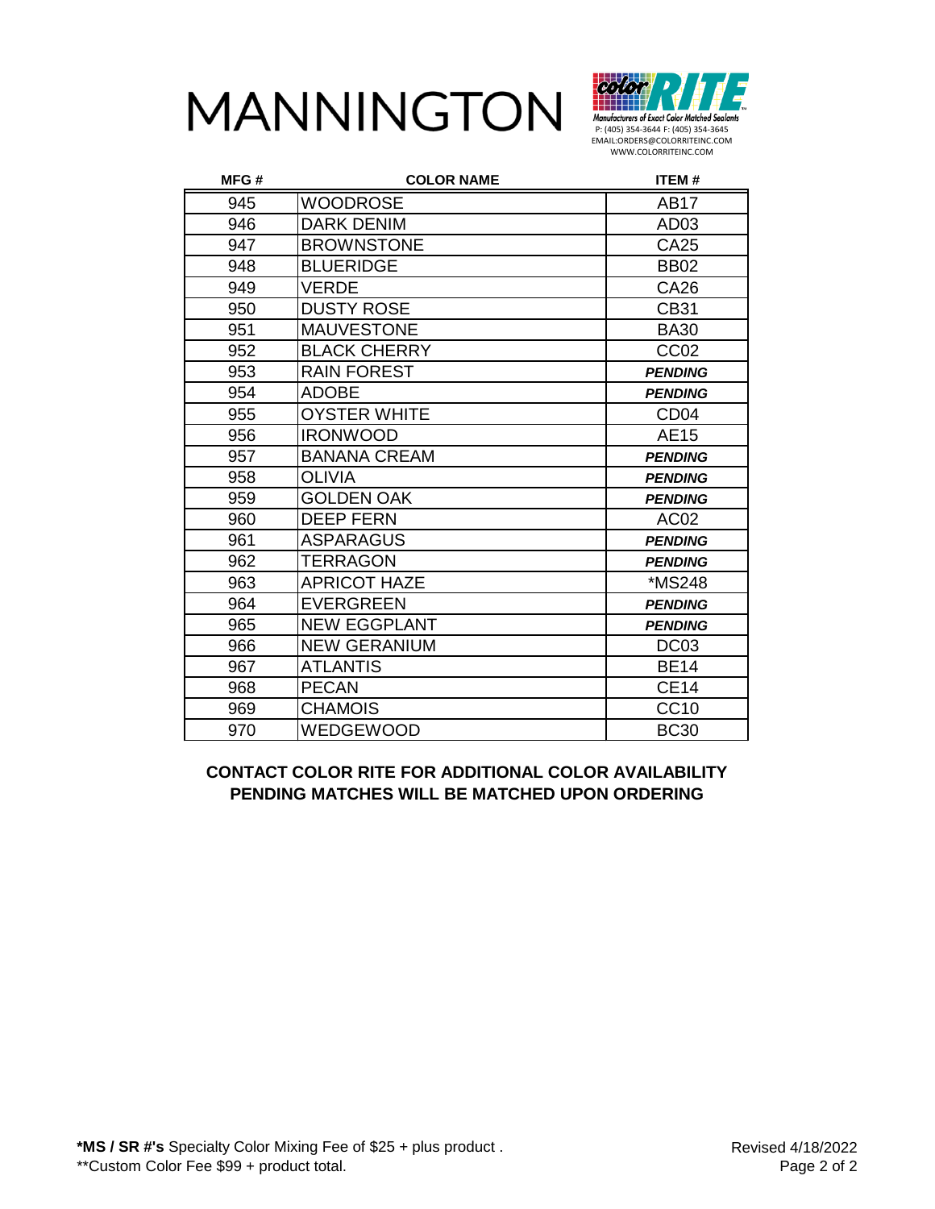# MANNINGTON

color RITE
Manufacturers of Exact Color Matched Sealants
P: (405) 354-3644 F: (405) 354-3645
EMAIL:ORDERS@COLORRITEINC.COM
WWW.COLORRITEINC.COM

| MFG # | COLOR NAME | ITEM # |
|---|---|---|
| 945 | WOODROSE | AB17 |
| 946 | DARK DENIM | AD03 |
| 947 | BROWNSTONE | CA25 |
| 948 | BLUERIDGE | BB02 |
| 949 | VERDE | CA26 |
| 950 | DUSTY ROSE | CB31 |
| 951 | MAUVESTONE | BA30 |
| 952 | BLACK CHERRY | CC02 |
| 953 | RAIN FOREST | ***PENDING*** |
| 954 | ADOBE | ***PENDING*** |
| 955 | OYSTER WHITE | CD04 |
| 956 | IRONWOOD | AE15 |
| 957 | BANANA CREAM | ***PENDING*** |
| 958 | OLIVIA | ***PENDING*** |
| 959 | GOLDEN OAK | ***PENDING*** |
| 960 | DEEP FERN | AC02 |
| 961 | ASPARAGUS | ***PENDING*** |
| 962 | TERRAGON | ***PENDING*** |
| 963 | APRICOT HAZE | *MS248 |
| 964 | EVERGREEN | ***PENDING*** |
| 965 | NEW EGGPLANT | ***PENDING*** |
| 966 | NEW GERANIUM | DC03 |
| 967 | ATLANTIS | BE14 |
| 968 | PECAN | CE14 |
| 969 | CHAMOIS | CC10 |
| 970 | WEDGEWOOD | BC30 |

**CONTACT COLOR RITE FOR ADDITIONAL COLOR AVAILABILITY**
**PENDING MATCHES WILL BE MATCHED UPON ORDERING**

**\*MS / SR #'s** Specialty Color Mixing Fee of $25 + plus product .
**Custom Color Fee $99 + product total.

Revised 4/18/2022